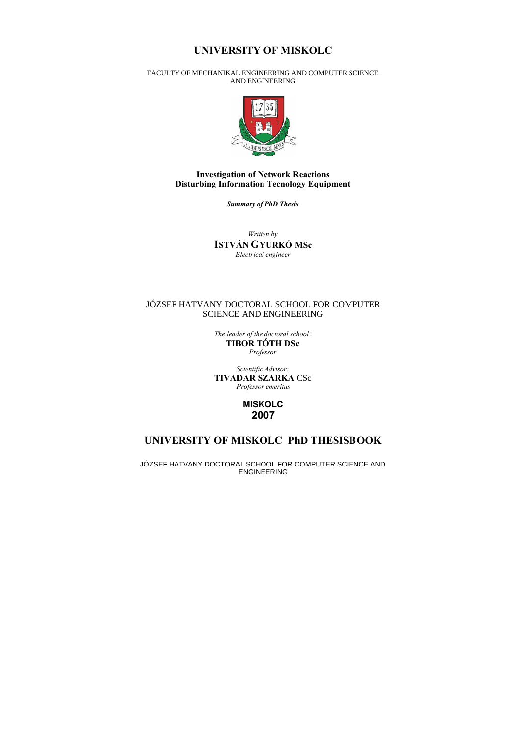# UNIVERSITY OF MISKOLC

FACULTY OF MECHANIKAL ENGINEERING AND COMPUTER SCIENCE AND ENGINEERING

**Investigation of Network Reactions**
**Disturbing Information Tecnology Equipment**

***Summary of PhD Thesis***

*Written by*
**ISTVÁN GYURKÓ MSc**
*Electrical engineer*

JÓZSEF HATVANY DOCTORAL SCHOOL FOR COMPUTER SCIENCE AND ENGINEERING

*The leader of the doctoral school*:
**TIBOR TÓTH DSc**
*Professor*

*Scientific Advisor:*
**TIVADAR SZARKA** CSc
*Professor emeritus*

**MISKOLC**
**2007**

## UNIVERSITY OF MISKOLC PhD THESISBOOK

JÓZSEF HATVANY DOCTORAL SCHOOL FOR COMPUTER SCIENCE AND ENGINEERING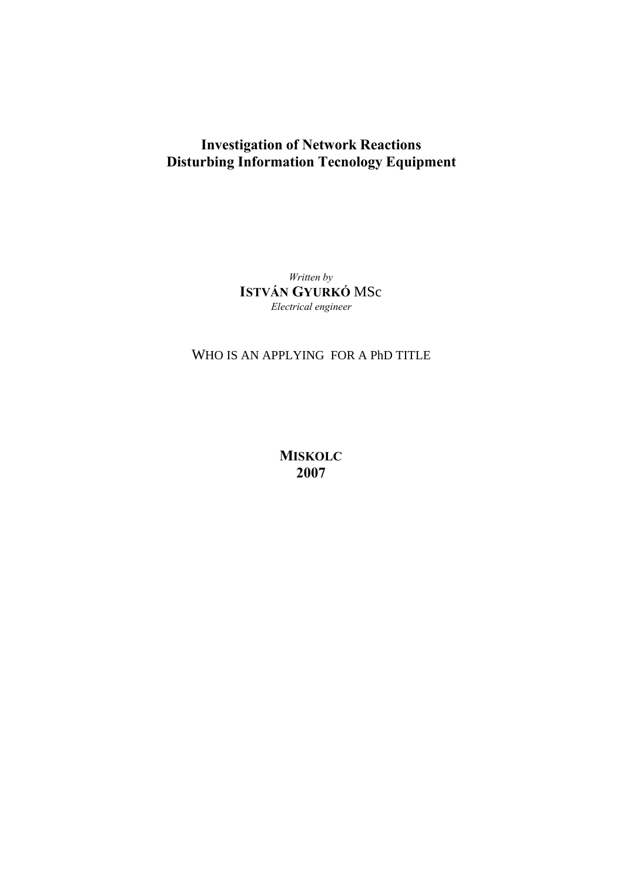# Investigation of Network Reactions Disturbing Information Tecnology Equipment

*Written by*

**ISTVÁN GYURKÓ** MSc

*Electrical engineer*

WHO IS AN APPLYING FOR A PhD TITLE

**MISKOLC**
**2007**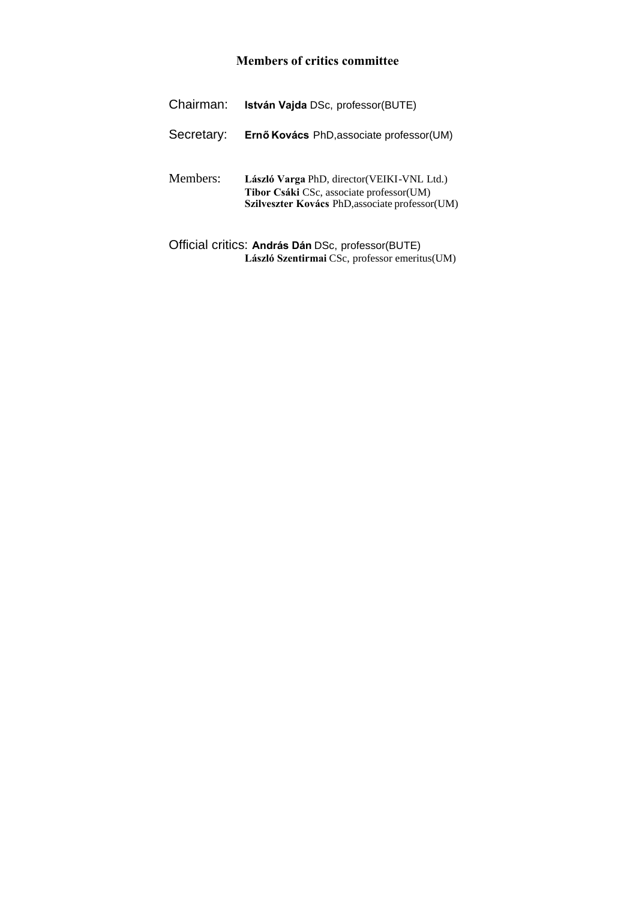## Members of critics committee

Chairman: **István Vajda** DSc, professor(BUTE)

Secretary: **Ernő Kovács** PhD,associate professor(UM)

Members: **László Varga** PhD, director(VEIKI-VNL Ltd.)
**Tibor Csáki** CSc, associate professor(UM)
**Szilveszter Kovács** PhD,associate professor(UM)

Official critics: **András Dán** DSc, professor(BUTE)
**László Szentirmai** CSc, professor emeritus(UM)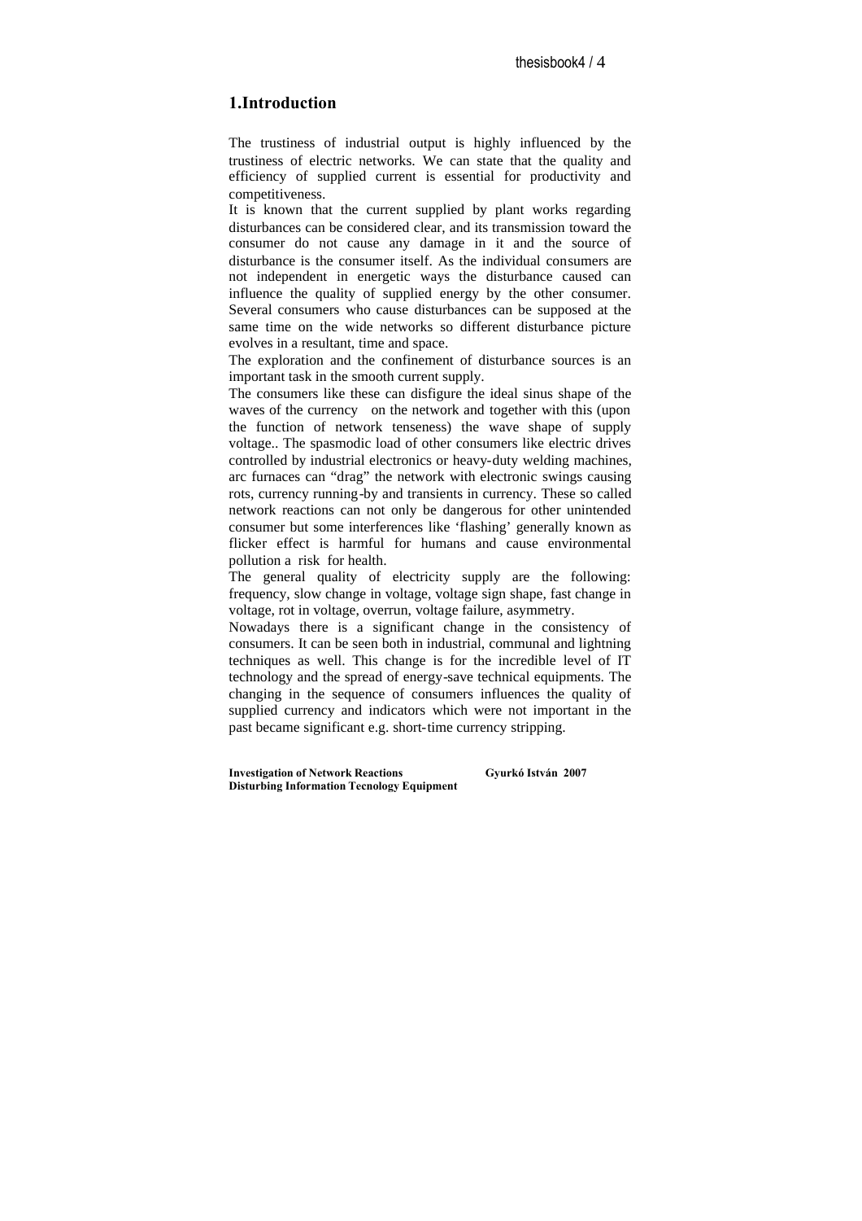# 1.Introduction

The trustiness of industrial output is highly influenced by the trustiness of electric networks. We can state that the quality and efficiency of supplied current is essential for productivity and competitiveness.

It is known that the current supplied by plant works regarding disturbances can be considered clear, and its transmission toward the consumer do not cause any damage in it and the source of disturbance is the consumer itself. As the individual consumers are not independent in energetic ways the disturbance caused can influence the quality of supplied energy by the other consumer. Several consumers who cause disturbances can be supposed at the same time on the wide networks so different disturbance picture evolves in a resultant, time and space.

The exploration and the confinement of disturbance sources is an important task in the smooth current supply.

The consumers like these can disfigure the ideal sinus shape of the waves of the currency on the network and together with this (upon the function of network tenseness) the wave shape of supply voltage.. The spasmodic load of other consumers like electric drives controlled by industrial electronics or heavy-duty welding machines, arc furnaces can "drag" the network with electronic swings causing rots, currency running-by and transients in currency. These so called network reactions can not only be dangerous for other unintended consumer but some interferences like 'flashing' generally known as flicker effect is harmful for humans and cause environmental pollution a risk for health.

The general quality of electricity supply are the following: frequency, slow change in voltage, voltage sign shape, fast change in voltage, rot in voltage, overrun, voltage failure, asymmetry.

Nowadays there is a significant change in the consistency of consumers. It can be seen both in industrial, communal and lightning techniques as well. This change is for the incredible level of IT technology and the spread of energy-save technical equipments. The changing in the sequence of consumers influences the quality of supplied currency and indicators which were not important in the past became significant e.g. short-time currency stripping.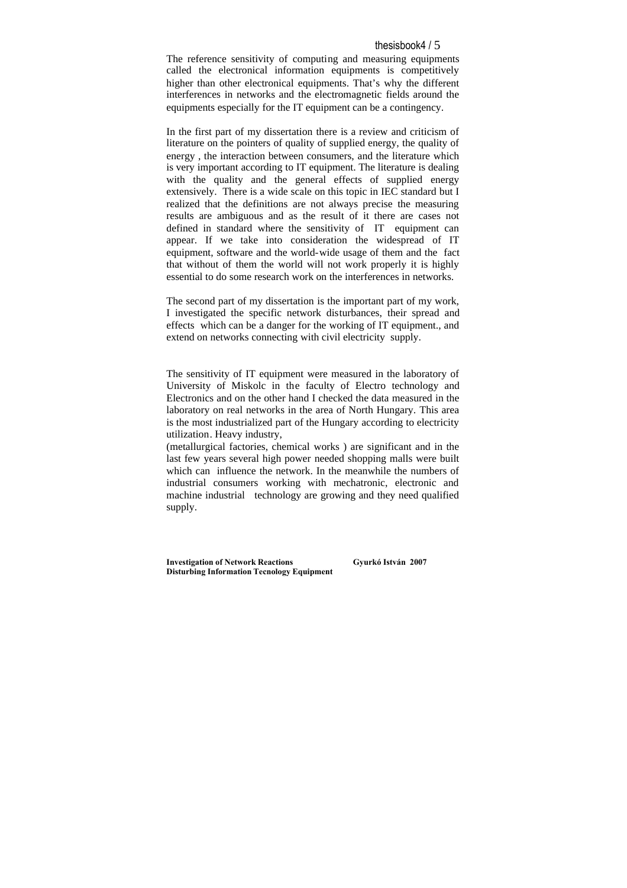The reference sensitivity of computing and measuring equipments called the electronical information equipments is competitively higher than other electronical equipments. That's why the different interferences in networks and the electromagnetic fields around the equipments especially for the IT equipment can be a contingency.

In the first part of my dissertation there is a review and criticism of literature on the pointers of quality of supplied energy, the quality of energy , the interaction between consumers, and the literature which is very important according to IT equipment. The literature is dealing with the quality and the general effects of supplied energy extensively. There is a wide scale on this topic in IEC standard but I realized that the definitions are not always precise the measuring results are ambiguous and as the result of it there are cases not defined in standard where the sensitivity of IT equipment can appear. If we take into consideration the widespread of IT equipment, software and the world-wide usage of them and the fact that without of them the world will not work properly it is highly essential to do some research work on the interferences in networks.

The second part of my dissertation is the important part of my work, I investigated the specific network disturbances, their spread and effects which can be a danger for the working of IT equipment., and extend on networks connecting with civil electricity supply.

The sensitivity of IT equipment were measured in the laboratory of University of Miskolc in the faculty of Electro technology and Electronics and on the other hand I checked the data measured in the laboratory on real networks in the area of North Hungary. This area is the most industrialized part of the Hungary according to electricity utilization. Heavy industry,
(metallurgical factories, chemical works ) are significant and in the last few years several high power needed shopping malls were built which can influence the network. In the meanwhile the numbers of industrial consumers working with mechatronic, electronic and machine industrial technology are growing and they need qualified supply.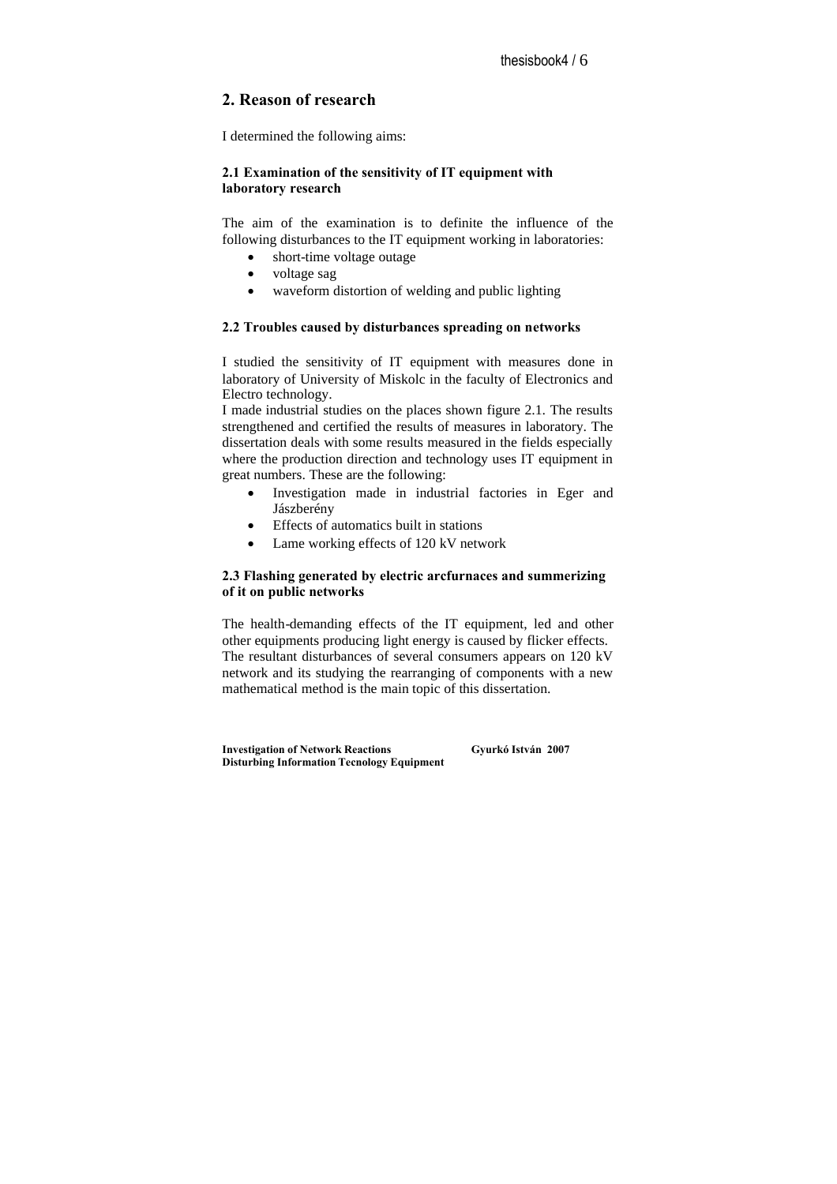## 2. Reason of research

I determined the following aims:

### 2.1 Examination of the sensitivity of IT equipment with laboratory research

The aim of the examination is to definite the influence of the following disturbances to the IT equipment working in laboratories:

- short-time voltage outage
- voltage sag
- waveform distortion of welding and public lighting

### 2.2 Troubles caused by disturbances spreading on networks

I studied the sensitivity of IT equipment with measures done in laboratory of University of Miskolc in the faculty of Electronics and Electro technology.
I made industrial studies on the places shown figure 2.1. The results strengthened and certified the results of measures in laboratory. The dissertation deals with some results measured in the fields especially where the production direction and technology uses IT equipment in great numbers. These are the following:

- Investigation made in industrial factories in Eger and Jászberény
- Effects of automatics built in stations
- Lame working effects of 120 kV network

### 2.3 Flashing generated by electric arcfurnaces and summerizing of it on public networks

The health-demanding effects of the IT equipment, led and other other equipments producing light energy is caused by flicker effects.
The resultant disturbances of several consumers appears on 120 kV network and its studying the rearranging of components with a new mathematical method is the main topic of this dissertation.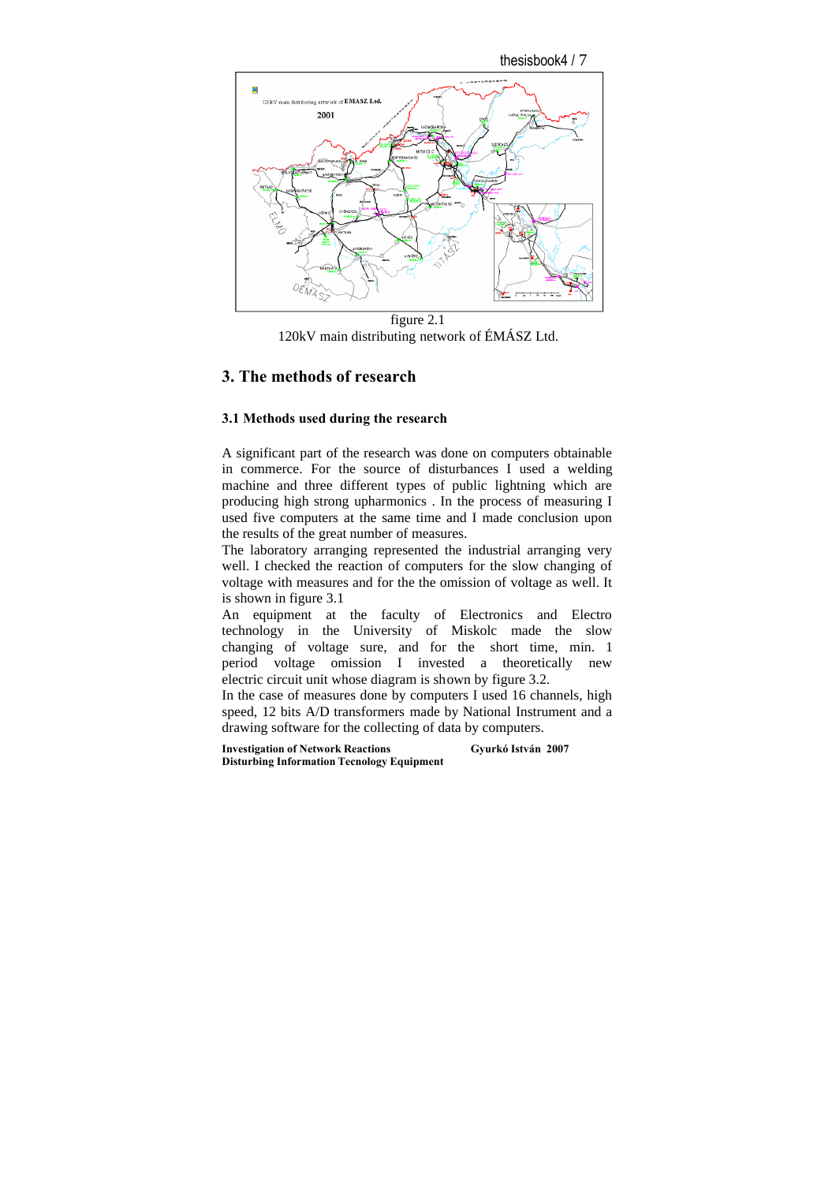figure 2.1
120kV main distributing network of ÉMÁSZ Ltd.

## 3. The methods of research

### 3.1 Methods used during the research

A significant part of the research was done on computers obtainable in commerce. For the source of disturbances I used a welding machine and three different types of public lightning which are producing high strong upharmonics . In the process of measuring I used five computers at the same time and I made conclusion upon the results of the great number of measures.

The laboratory arranging represented the industrial arranging very well. I checked the reaction of computers for the slow changing of voltage with measures and for the the omission of voltage as well. It is shown in figure 3.1

An equipment at the faculty of Electronics and Electro technology in the University of Miskolc made the slow changing of voltage sure, and for the short time, min. 1 period voltage omission I invested a theoretically new electric circuit unit whose diagram is shown by figure 3.2.

In the case of measures done by computers I used 16 channels, high speed, 12 bits A/D transformers made by National Instrument and a drawing software for the collecting of data by computers.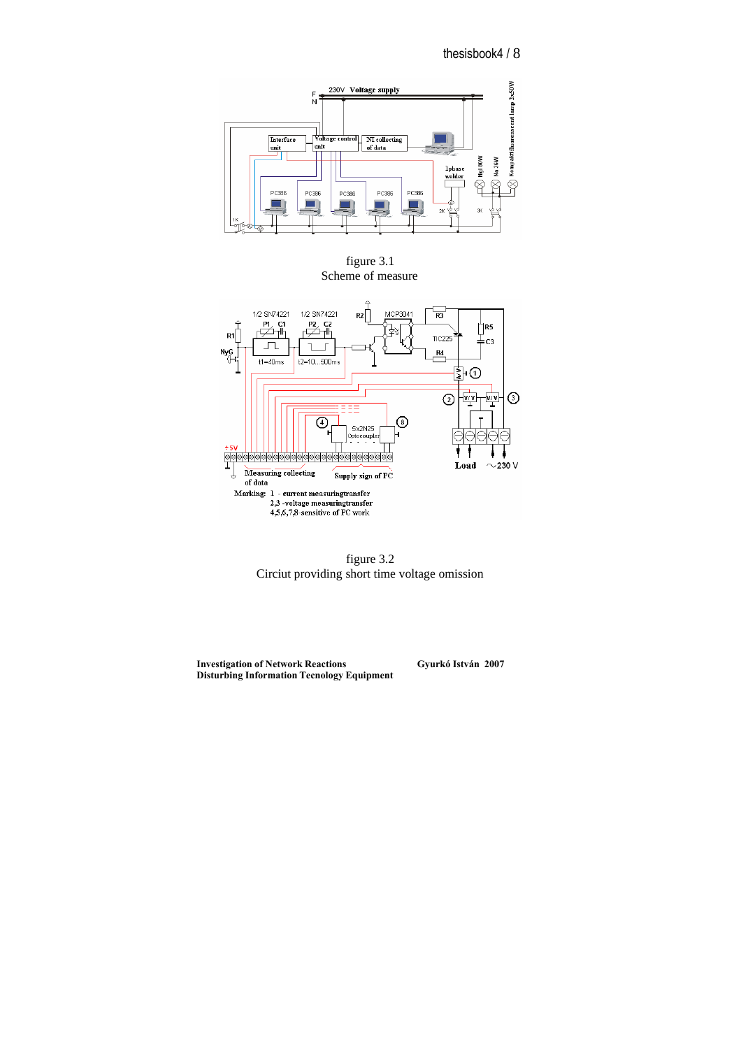230V Voltage supply

F

N

Interface unit

Voltage control unit

NI collecting of data

1phase welder

PC386

PC386

PC386

PC386

PC386

Hgl 80W

Na 36W

Kompakt fluorescent lamp 2x50W

1K

2K

3K

figure 3.1
Scheme of measure

1/2 SN74221

1/2 SN74221

P1 C1

P2 C2

R1

R2

MCP3041

R3

R5

C3

TIC225

R4

NyG

t1=40ms

t2=10...600ms

5x2N25 Optocoupler

+5V

Load

~230 V

Measuring collecting of data

Supply sign of PC

Marking: 1 - current measuringtransfer
2,3 -voltage measuringtransfer
4,5,6,7,8-sensitive of PC work

figure 3.2
Circiut providing short time voltage omission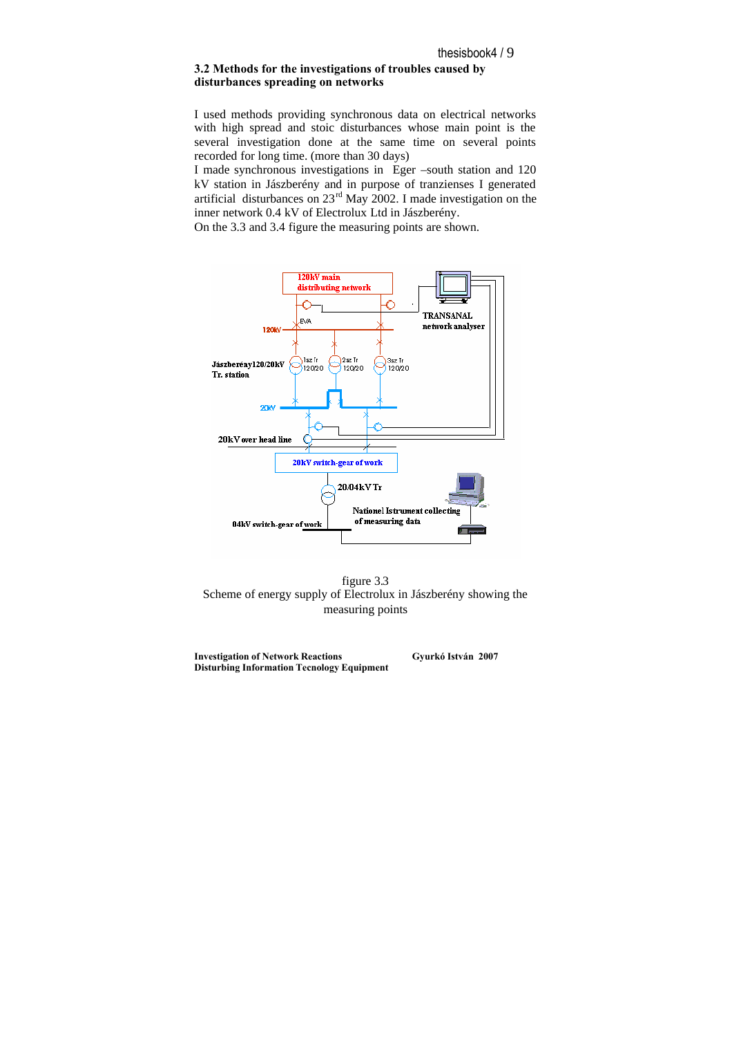### 3.2 Methods for the investigations of troubles caused by disturbances spreading on networks

I used methods providing synchronous data on electrical networks with high spread and stoic disturbances whose main point is the several investigation done at the same time on several points recorded for long time. (more than 30 days)
I made synchronous investigations in Eger –south station and 120 kV station in Jászberény and in purpose of tranzienses I generated artificial disturbances on 23rd May 2002. I made investigation on the inner network 0.4 kV of Electrolux Ltd in Jászberény.
On the 3.3 and 3.4 figure the measuring points are shown.

120kV main distributing network

TRANSANAL network analyser

EVA

120kV

Jászberény120/20kV Tr. station

1sz Tr 120/20

2sz Tr 120/20

3sz Tr 120/20

20kV

20kV over head line

20kV switch-gear of work

20/04kV Tr

Nationel Istrument collecting of measuring data

04kV switch-gear of work

figure 3.3
Scheme of energy supply of Electrolux in Jászberény showing the measuring points

**Investigation of Network Reactions Disturbing Information Tecnology Equipment** **Gyurkó István 2007**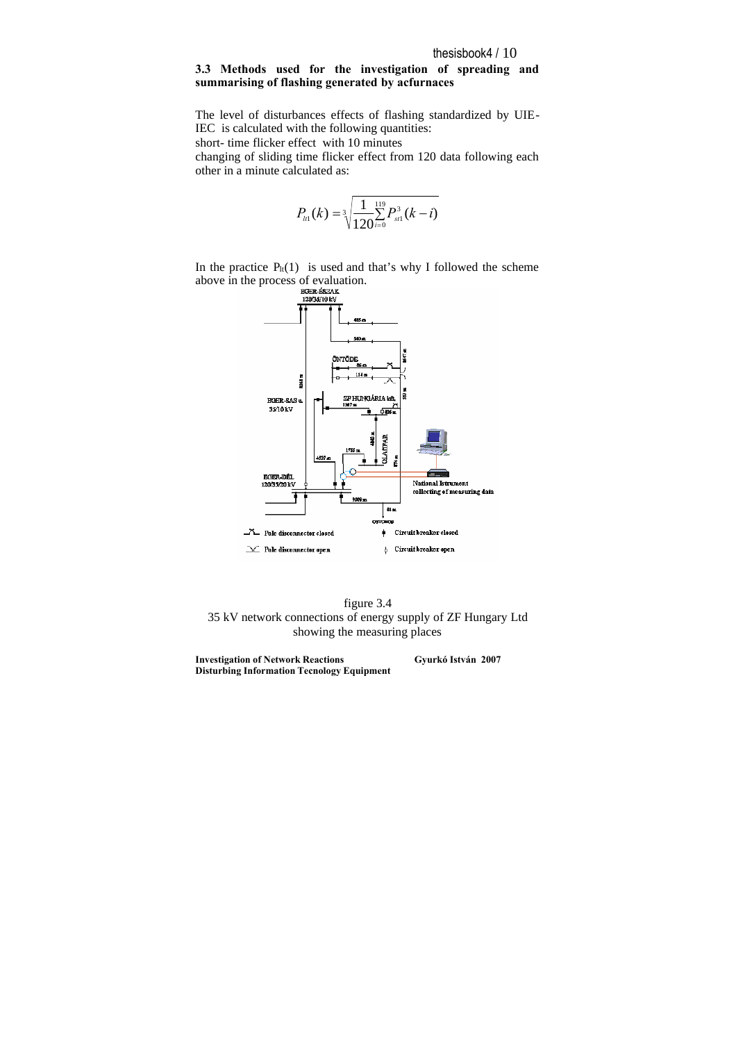### 3.3 Methods used for the investigation of spreading and summarising of flashing generated by acfurnaces

The level of disturbances effects of flashing standardized by UIE-IEC is calculated with the following quantities:

short- time flicker effect with 10 minutes

changing of sliding time flicker effect from 120 data following each other in a minute calculated as:

$$P_{lt1}(k) = \sqrt[3]{\frac{1}{120}\sum_{i=0}^{119} P_{st1}^{3}(k-i)}$$

In the practice $P_{lt}(1)$ is used and that's why I followed the scheme above in the process of evaluation.

EGER-ÉSZAK
120/35/10 kV
485 m
540 m
ÖNTÖDE
86 m
114 m
8483 m
EGER-SAS u.
35/10 kV
ZF HUNGÁRIA kft.
1307 m
4865 m
OLAJIPAR
1735 m
4827 m
EGER-DÉL
120/35/20 kV
9309 m
National Istrument
collecting of measuring data
OSTOROS
Pole disconnector closed
Pole disconnector open
Circuit breaker closed
Circuit breaker open

figure 3.4
35 kV network connections of energy supply of ZF Hungary Ltd showing the measuring places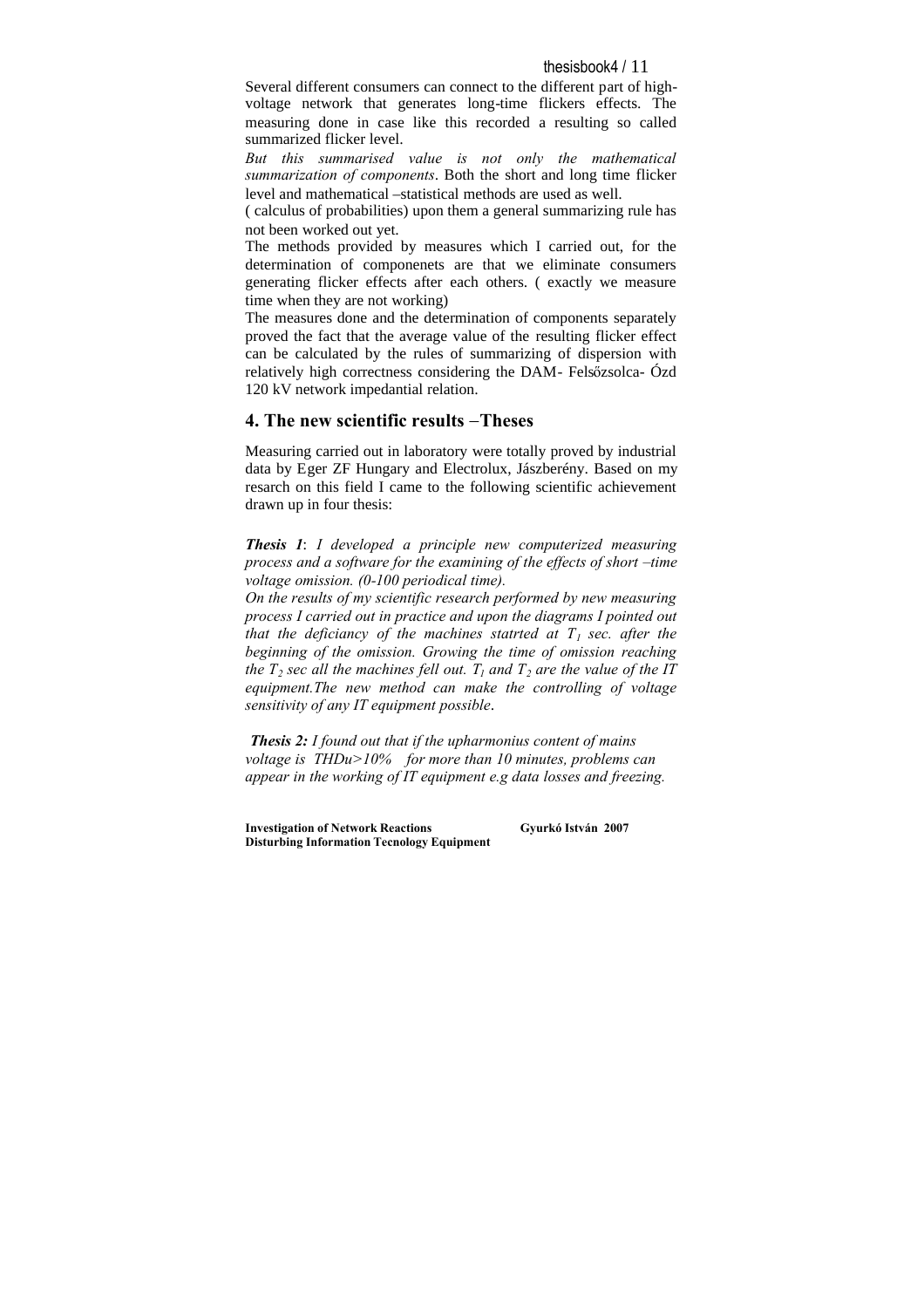Several different consumers can connect to the different part of high-voltage network that generates long-time flickers effects. The measuring done in case like this recorded a resulting so called summarized flicker level.

*But this summarised value is not only the mathematical summarization of components*. Both the short and long time flicker level and mathematical –statistical methods are used as well.

( calculus of probabilities) upon them a general summarizing rule has not been worked out yet.

The methods provided by measures which I carried out, for the determination of componenets are that we eliminate consumers generating flicker effects after each others. ( exactly we measure time when they are not working)

The measures done and the determination of components separately proved the fact that the average value of the resulting flicker effect can be calculated by the rules of summarizing of dispersion with relatively high correctness considering the DAM- Felsőzsolca- Ózd 120 kV network impedantial relation.

## 4. The new scientific results –Theses

Measuring carried out in laboratory were totally proved by industrial data by Eger ZF Hungary and Electrolux, Jászberény. Based on my resarch on this field I came to the following scientific achievement drawn up in four thesis:

***Thesis 1***: *I developed a principle new computerized measuring process and a software for the examining of the effects of short –time voltage omission. (0-100 periodical time).*

*On the results of my scientific research performed by new measuring process I carried out in practice and upon the diagrams I pointed out that the deficiancy of the machines statrted at $T_1$ sec. after the beginning of the omission. Growing the time of omission reaching the $T_2$ sec all the machines fell out. $T_1$ and $T_2$ are the value of the IT equipment.The new method can make the controlling of voltage sensitivity of any IT equipment possible*.

***Thesis 2:*** *I found out that if the upharmonius content of mains voltage is THDu>10% for more than 10 minutes, problems can appear in the working of IT equipment e.g data losses and freezing.*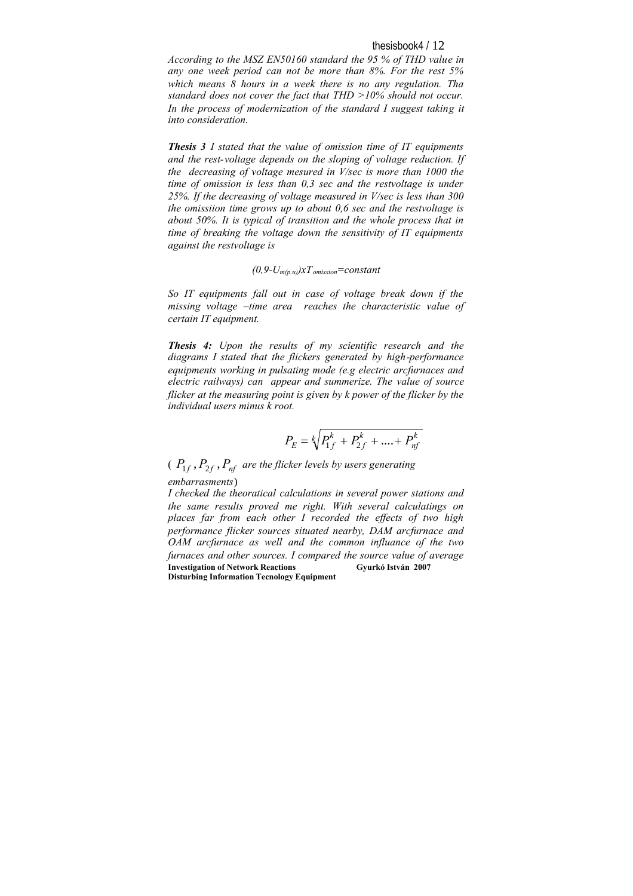*According to the MSZ EN50160 standard the 95 % of THD value in any one week period can not be more than 8%. For the rest 5% which means 8 hours in a week there is no any regulation. Tha standard does not cover the fact that THD >10% should not occur. In the process of modernization of the standard I suggest taking it into consideration.*

***Thesis 3*** *I stated that the value of omission time of IT equipments and the rest-voltage depends on the sloping of voltage reduction. If the decreasing of voltage mesured in V/sec is more than 1000 the time of omission is less than 0,3 sec and the restvoltage is under 25%. If the decreasing of voltage measured in V/sec is less than 300 the omissiion time grows up to about 0,6 sec and the restvoltage is about 50%. It is typical of transition and the whole process that in time of breaking the voltage down the sensitivity of IT equipments against the restvoltage is*

$$(0{,}9 - U_{m(p.u)}) x T_{omission} = constant$$

*So IT equipments fall out in case of voltage break down if the missing voltage –time area reaches the characteristic value of certain IT equipment.*

***Thesis 4:*** *Upon the results of my scientific research and the diagrams I stated that the flickers generated by high-performance equipments working in pulsating mode (e.g electric arcfurnaces and electric railways) can appear and summerize. The value of source flicker at the measuring point is given by k power of the flicker by the individual users minus k root.*

$$P_E = \sqrt[k]{P_{1f}^k + P_{2f}^k + .... + P_{nf}^k}$$

( $P_{1f}, P_{2f}, P_{nf}$ *are the flicker levels by users generating embarrasments*)

*I checked the theoratical calculations in several power stations and the same results proved me right. With several calculatings on places far from each other I recorded the effects of two high performance flicker sources situated nearby, DAM arcfurnace and OAM arcfurnace as well and the common influance of the two furnaces and other sources. I compared the source value of average*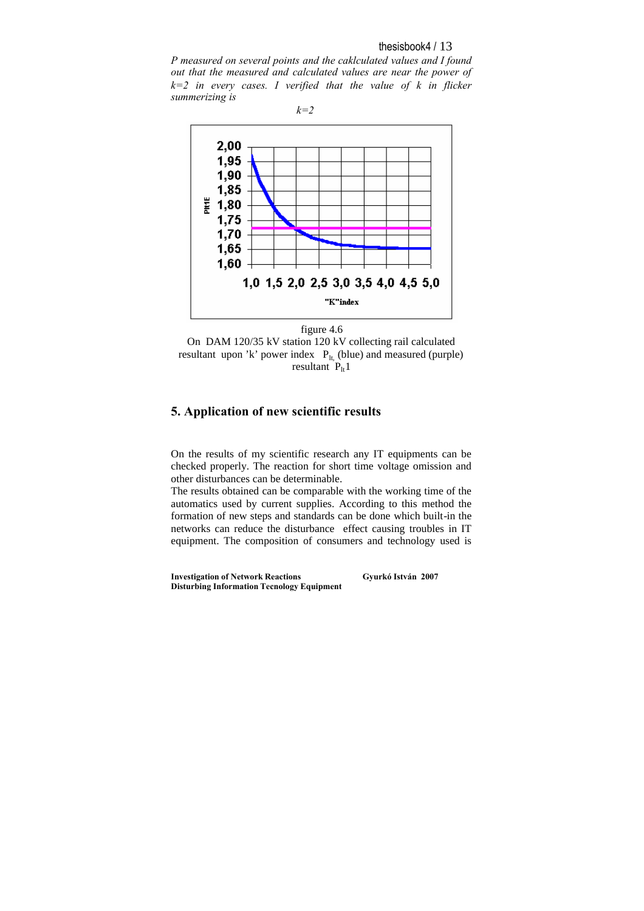*P measured on several points and the caklculated values and I found out that the measured and calculated values are near the power of k=2 in every cases. I verified that the value of k in flicker summerizing is*

$$k=2$$

2,00
1,95
1,90
1,85
1,80
1,75
1,70
1,65
1,60

Plt1E

1,0 1,5 2,0 2,5 3,0 3,5 4,0 4,5 5,0

"K"index

figure 4.6

On DAM 120/35 kV station 120 kV collecting rail calculated resultant upon 'k' power index $P_{lt,}$ (blue) and measured (purple) resultant $P_{lt}1$

## 5. Application of new scientific results

On the results of my scientific research any IT equipments can be checked properly. The reaction for short time voltage omission and other disturbances can be determinable.

The results obtained can be comparable with the working time of the automatics used by current supplies. According to this method the formation of new steps and standards can be done which built-in the networks can reduce the disturbance effect causing troubles in IT equipment. The composition of consumers and technology used is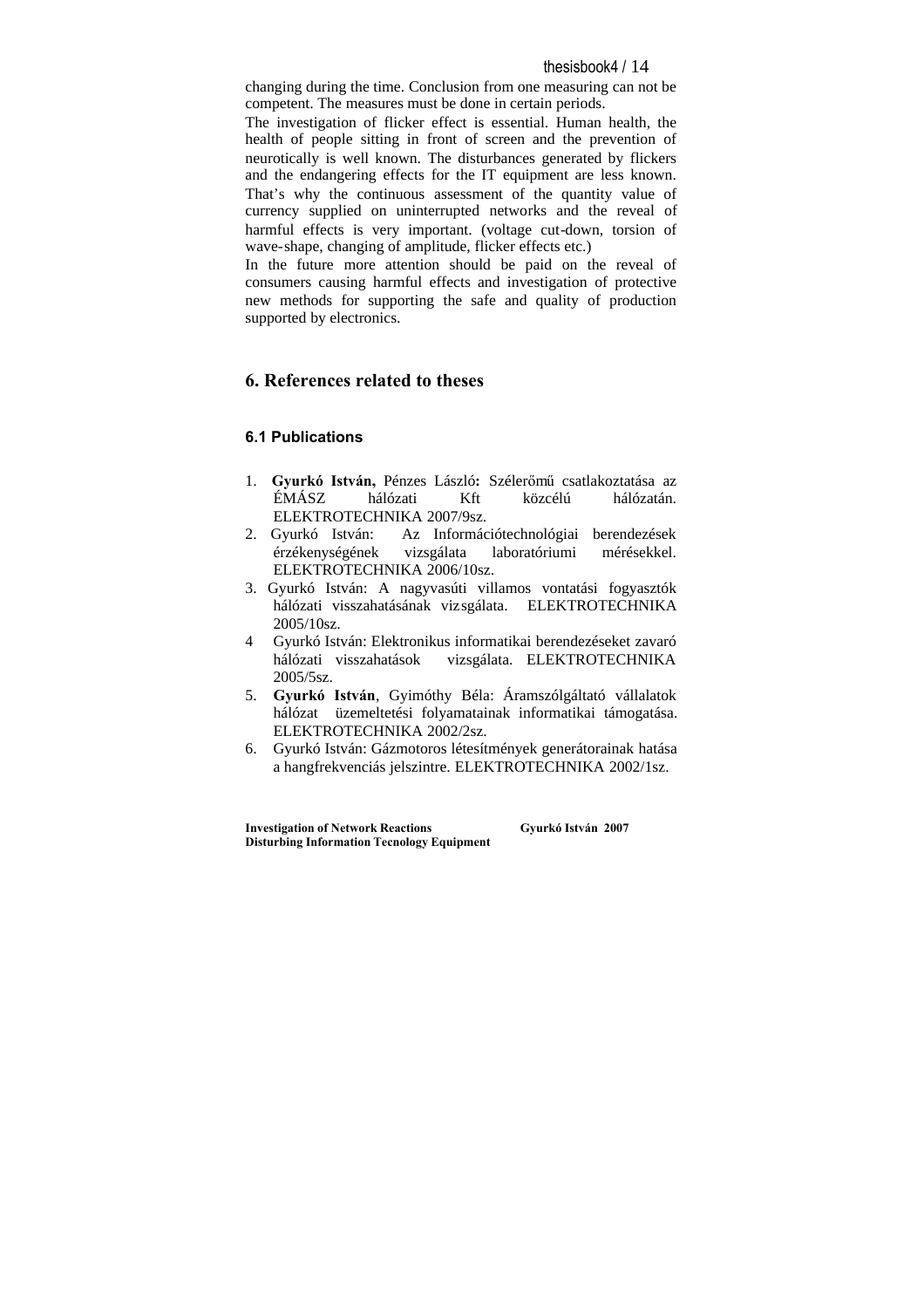changing during the time. Conclusion from one measuring can not be competent. The measures must be done in certain periods.

The investigation of flicker effect is essential. Human health, the health of people sitting in front of screen and the prevention of neurotically is well known. The disturbances generated by flickers and the endangering effects for the IT equipment are less known. That's why the continuous assessment of the quantity value of currency supplied on uninterrupted networks and the reveal of harmful effects is very important. (voltage cut-down, torsion of wave-shape, changing of amplitude, flicker effects etc.)

In the future more attention should be paid on the reveal of consumers causing harmful effects and investigation of protective new methods for supporting the safe and quality of production supported by electronics.

## 6. References related to theses

### 6.1 Publications

1. **Gyurkó István,** Pénzes László**:** Szélerőmű csatlakoztatása az ÉMÁSZ hálózati Kft közcélú hálózatán. ELEKTROTECHNIKA 2007/9sz.
2. Gyurkó István: Az Információtechnológiai berendezések érzékenységének vizsgálata laboratóriumi mérésekkel. ELEKTROTECHNIKA 2006/10sz.
3. Gyurkó István: A nagyvasúti villamos vontatási fogyasztók hálózati visszahatásának vizsgálata. ELEKTROTECHNIKA 2005/10sz.
4. Gyurkó István: Elektronikus informatikai berendezéseket zavaró hálózati visszahatások vizsgálata. ELEKTROTECHNIKA 2005/5sz.
5. **Gyurkó István**, Gyimóthy Béla: Áramszólgáltató vállalatok hálózat üzemeltetési folyamatainak informatikai támogatása. ELEKTROTECHNIKA 2002/2sz.
6. Gyurkó István: Gázmotoros létesítmények generátorainak hatása a hangfrekvenciás jelszintre. ELEKTROTECHNIKA 2002/1sz.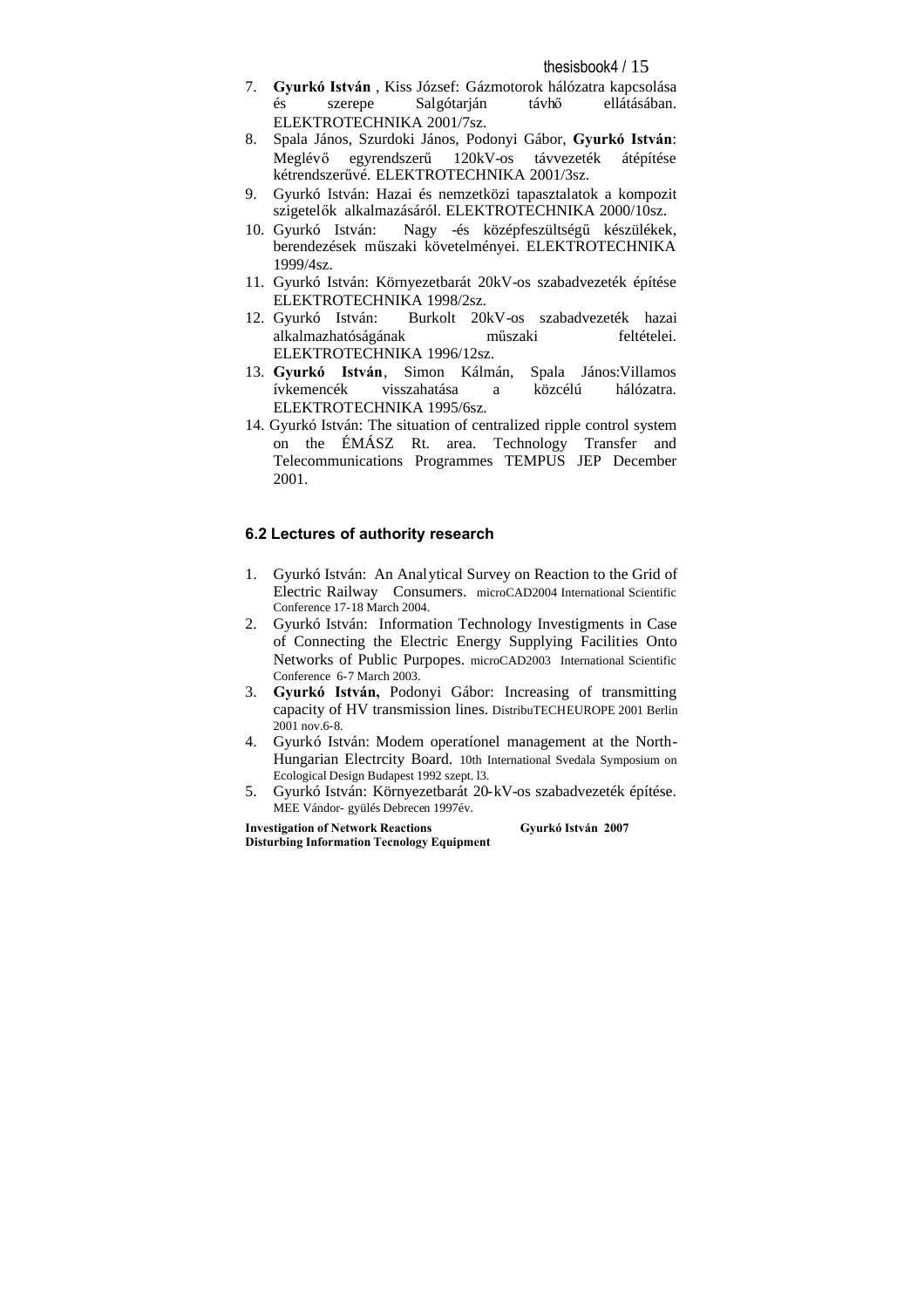7. **Gyurkó István** , Kiss József: Gázmotorok hálózatra kapcsolása és szerepe Salgótarján távhő ellátásában. ELEKTROTECHNIKA 2001/7sz.
8. Spala János, Szurdoki János, Podonyi Gábor, **Gyurkó István**: Meglévő egyrendszerű 120kV-os távvezeték átépítése kétrendszerűvé. ELEKTROTECHNIKA 2001/3sz.
9. Gyurkó István: Hazai és nemzetközi tapasztalatok a kompozit szigetelők alkalmazásáról. ELEKTROTECHNIKA 2000/10sz.
10. Gyurkó István: Nagy -és középfeszültségű készülékek, berendezések műszaki követelményei. ELEKTROTECHNIKA 1999/4sz.
11. Gyurkó István: Környezetbarát 20kV-os szabadvezeték építése ELEKTROTECHNIKA 1998/2sz.
12. Gyurkó István: Burkolt 20kV-os szabadvezeték hazai alkalmazhatóságának műszaki feltételei. ELEKTROTECHNIKA 1996/12sz.
13. **Gyurkó István**, Simon Kálmán, Spala János:Villamos ívkemencék visszahatása a közcélú hálózatra. ELEKTROTECHNIKA 1995/6sz.
14. Gyurkó István: The situation of centralized ripple control system on the ÉMÁSZ Rt. area. Technology Transfer and Telecommunications Programmes TEMPUS JEP December 2001.

### 6.2 Lectures of authority research

1. Gyurkó István: An Analytical Survey on Reaction to the Grid of Electric Railway Consumers. microCAD2004 International Scientific Conference 17-18 March 2004.
2. Gyurkó István: Information Technology Investigments in Case of Connecting the Electric Energy Supplying Facilities Onto Networks of Public Purpopes. microCAD2003 International Scientific Conference 6-7 March 2003.
3. **Gyurkó István,** Podonyi Gábor: Increasing of transmitting capacity of HV transmission lines. DistribuTECHEUROPE 2001 Berlin 2001 nov.6-8.
4. Gyurkó István: Modem operatíonel management at the North-Hungarian Electrcity Board. 10th International Svedala Symposium on Ecological Design Budapest 1992 szept. l3.
5. Gyurkó István: Környezetbarát 20-kV-os szabadvezeték építése. MEE Vándor- gyülés Debrecen 1997év.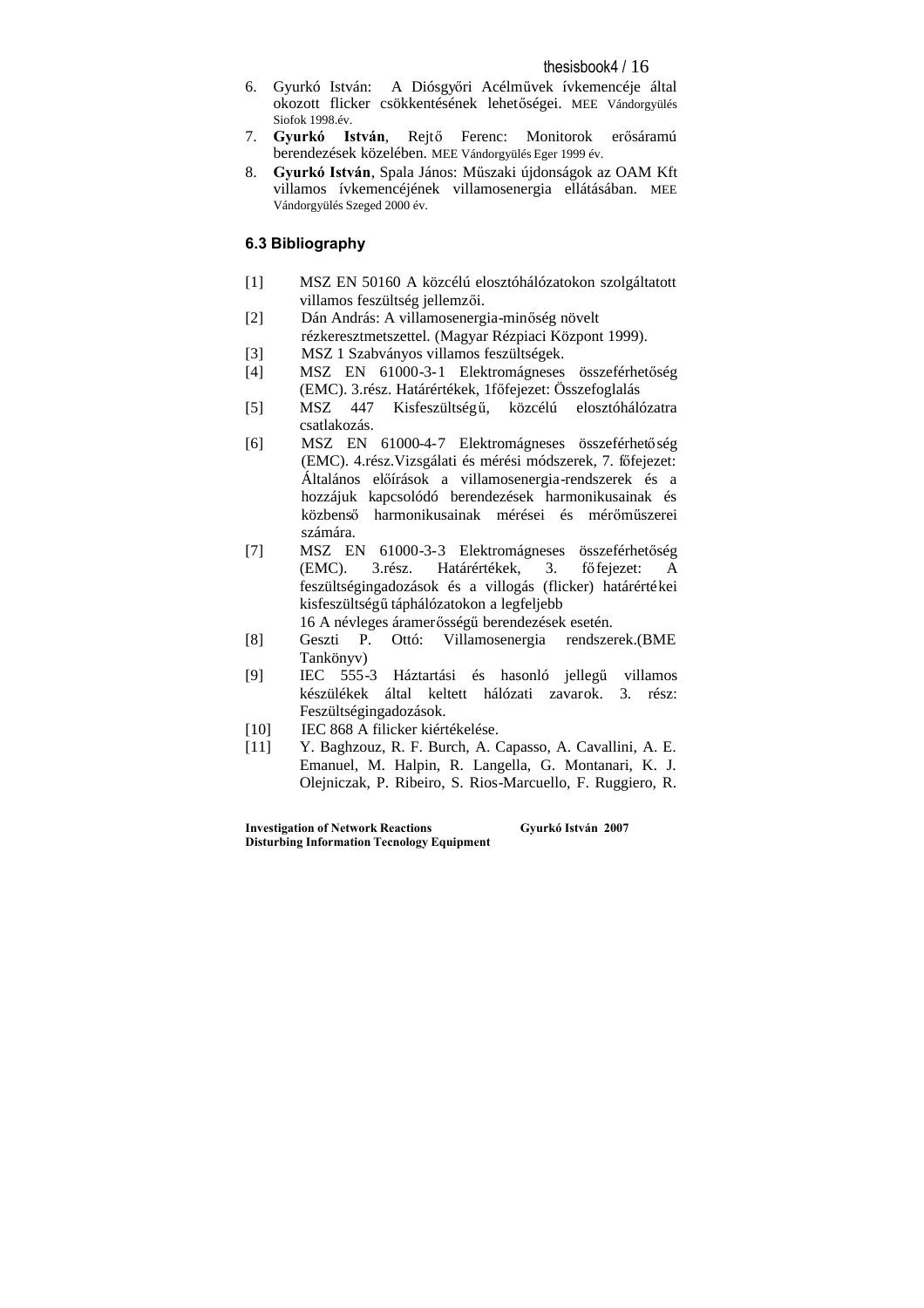6. Gyurkó István: A Diósgyőri Acélművek ívkemencéje által okozott flicker csökkentésének lehetőségei. MEE Vándorgyülés Siofok 1998.év.
7. **Gyurkó István**, Rejtő Ferenc: Monitorok erősáramú berendezések közelében. MEE Vándorgyülés Eger 1999 év.
8. **Gyurkó István**, Spala János: Műszaki újdonságok az OAM Kft villamos ívkemencéjének villamosenergia ellátásában. MEE Vándorgyülés Szeged 2000 év.

### 6.3 Bibliography

[1] MSZ EN 50160 A közcélú elosztóhálózatokon szolgáltatott villamos feszültség jellemzői.

[2] Dán András: A villamosenergia-minőség növelt rézkeresztmetszettel. (Magyar Rézpiaci Központ 1999).

[3] MSZ 1 Szabványos villamos feszültségek.

[4] MSZ EN 61000-3-1 Elektromágneses összeférhetőség (EMC). 3.rész. Határértékek, 1főfejezet: Összefoglalás

[5] MSZ 447 Kisfeszültségű, közcélú elosztóhálózatra csatlakozás.

[6] MSZ EN 61000-4-7 Elektromágneses összeférhetőség (EMC). 4.rész.Vizsgálati és mérési módszerek, 7. főfejezet: Általános előírások a villamosenergia-rendszerek és a hozzájuk kapcsolódó berendezések harmonikusainak és közbenső harmonikusainak mérései és mérőműszerei számára.

[7] MSZ EN 61000-3-3 Elektromágneses összeférhetőség (EMC). 3.rész. Határértékek, 3. főfejezet: A feszültségingadozások és a villogás (flicker) határértékei kisfeszültségű táphálózatokon a legfeljebb 16 A névleges áramerősségű berendezések esetén.

[8] Geszti P. Ottó: Villamosenergia rendszerek.(BME Tankönyv)

[9] IEC 555-3 Háztartási és hasonló jellegű villamos készülékek által keltett hálózati zavarok. 3. rész: Feszültségingadozások.

[10] IEC 868 A filicker kiértékelése.

[11] Y. Baghzouz, R. F. Burch, A. Capasso, A. Cavallini, A. E. Emanuel, M. Halpin, R. Langella, G. Montanari, K. J. Olejniczak, P. Ribeiro, S. Rios-Marcuello, F. Ruggiero, R.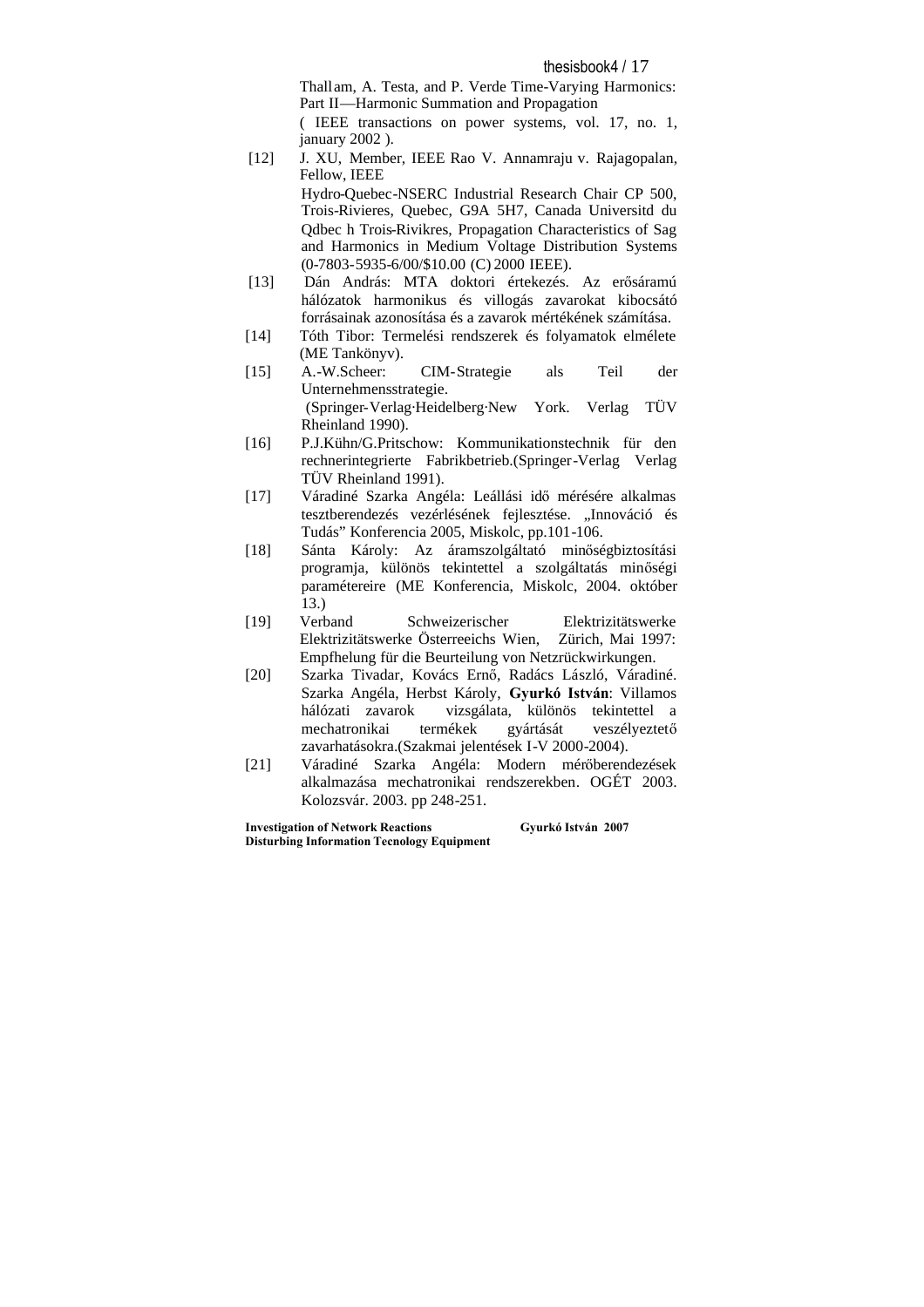Thallam, A. Testa, and P. Verde Time-Varying Harmonics: Part II—Harmonic Summation and Propagation
( IEEE transactions on power systems, vol. 17, no. 1, january 2002 ).

[12] J. XU, Member, IEEE Rao V. Annamraju v. Rajagopalan, Fellow, IEEE
Hydro-Quebec-NSERC Industrial Research Chair CP 500, Trois-Rivieres, Quebec, G9A 5H7, Canada Universitd du Qdbec h Trois-Rivikres, Propagation Characteristics of Sag and Harmonics in Medium Voltage Distribution Systems (0-7803-5935-6/00/$10.00 (C) 2000 IEEE).

[13] Dán András: MTA doktori értekezés. Az erősáramú hálózatok harmonikus és villogás zavarokat kibocsátó forrásainak azonosítása és a zavarok mértékének számítása.

[14] Tóth Tibor: Termelési rendszerek és folyamatok elmélete (ME Tankönyv).

[15] A.-W.Scheer: CIM-Strategie als Teil der Unternehmensstrategie.
(Springer-Verlag·Heidelberg·New York. Verlag TÜV Rheinland 1990).

[16] P.J.Kühn/G.Pritschow: Kommunikationstechnik für den rechnerintegrierte Fabrikbetrieb.(Springer-Verlag Verlag TÜV Rheinland 1991).

[17] Váradiné Szarka Angéla: Leállási idő mérésére alkalmas tesztberendezés vezérlésének fejlesztése. „Innováció és Tudás" Konferencia 2005, Miskolc, pp.101-106.

[18] Sánta Károly: Az áramszolgáltató minőségbiztosítási programja, különös tekintettel a szolgáltatás minőségi paramétereire (ME Konferencia, Miskolc, 2004. október 13.)

[19] Verband Schweizerischer Elektrizitätswerke Elektrizitätswerke Österreeichs Wien, Zürich, Mai 1997: Empfhelung für die Beurteilung von Netzrückwirkungen.

[20] Szarka Tivadar, Kovács Ernő, Radács László, Váradiné. Szarka Angéla, Herbst Károly, **Gyurkó István**: Villamos hálózati zavarok vizsgálata, különös tekintettel a mechatronikai termékek gyártását veszélyeztető zavarhatásokra.(Szakmai jelentések I-V 2000-2004).

[21] Váradiné Szarka Angéla: Modern mérőberendezések alkalmazása mechatronikai rendszerekben. OGÉT 2003. Kolozsvár. 2003. pp 248-251.